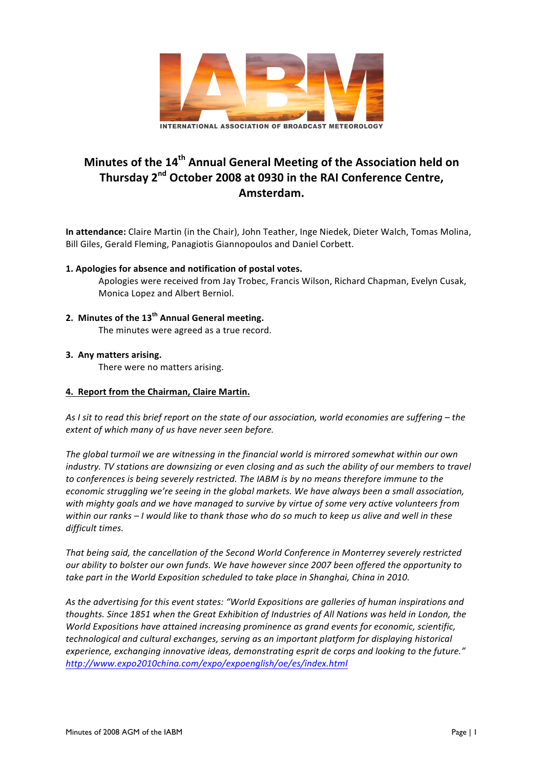IABM

INTERNATIONAL ASSOCIATION OF BROADCAST METEOROLOGY

# Minutes of the 14th Annual General Meeting of the Association held on Thursday 2nd October 2008 at 0930 in the RAI Conference Centre, Amsterdam.

**In attendance:** Claire Martin (in the Chair), John Teather, Inge Niedek, Dieter Walch, Tomas Molina, Bill Giles, Gerald Fleming, Panagiotis Giannopoulos and Daniel Corbett.

**1. Apologies for absence and notification of postal votes.**

Apologies were received from Jay Trobec, Francis Wilson, Richard Chapman, Evelyn Cusak, Monica Lopez and Albert Berniol.

**2. Minutes of the 13th Annual General meeting.**

The minutes were agreed as a true record.

**3. Any matters arising.**

There were no matters arising.

**4. Report from the Chairman, Claire Martin.**

*As I sit to read this brief report on the state of our association, world economies are suffering – the extent of which many of us have never seen before.*

*The global turmoil we are witnessing in the financial world is mirrored somewhat within our own industry. TV stations are downsizing or even closing and as such the ability of our members to travel to conferences is being severely restricted. The IABM is by no means therefore immune to the economic struggling we're seeing in the global markets. We have always been a small association, with mighty goals and we have managed to survive by virtue of some very active volunteers from within our ranks – I would like to thank those who do so much to keep us alive and well in these difficult times.*

*That being said, the cancellation of the Second World Conference in Monterrey severely restricted our ability to bolster our own funds. We have however since 2007 been offered the opportunity to take part in the World Exposition scheduled to take place in Shanghai, China in 2010.*

*As the advertising for this event states: "World Expositions are galleries of human inspirations and thoughts. Since 1851 when the Great Exhibition of Industries of All Nations was held in London, the World Expositions have attained increasing prominence as grand events for economic, scientific, technological and cultural exchanges, serving as an important platform for displaying historical experience, exchanging innovative ideas, demonstrating esprit de corps and looking to the future."* http://www.expo2010china.com/expo/expoenglish/oe/es/index.html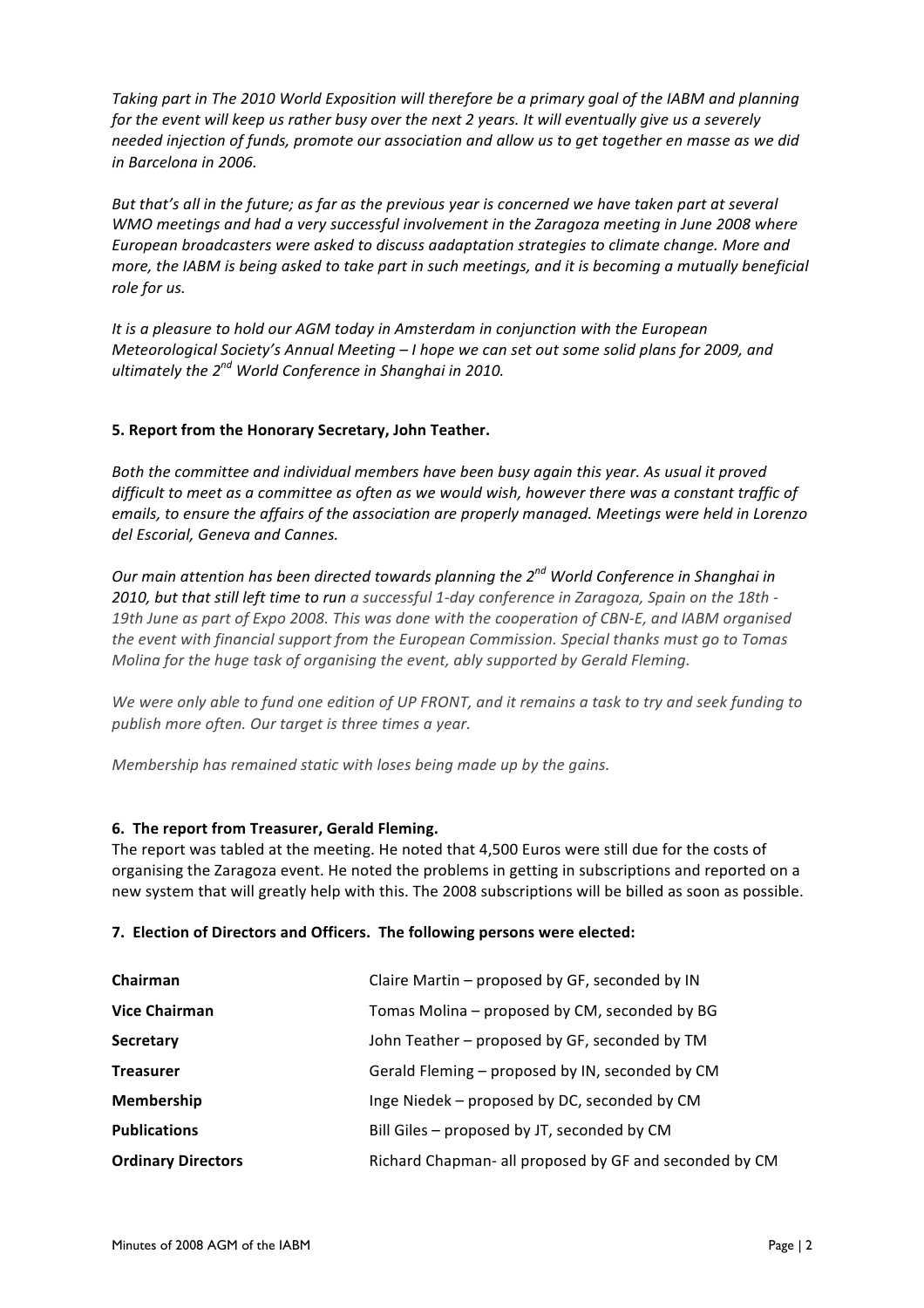*Taking part in The 2010 World Exposition will therefore be a primary goal of the IABM and planning for the event will keep us rather busy over the next 2 years. It will eventually give us a severely needed injection of funds, promote our association and allow us to get together en masse as we did in Barcelona in 2006.*

*But that's all in the future; as far as the previous year is concerned we have taken part at several WMO meetings and had a very successful involvement in the Zaragoza meeting in June 2008 where European broadcasters were asked to discuss aadaptation strategies to climate change. More and more, the IABM is being asked to take part in such meetings, and it is becoming a mutually beneficial role for us.*

*It is a pleasure to hold our AGM today in Amsterdam in conjunction with the European Meteorological Society's Annual Meeting – I hope we can set out some solid plans for 2009, and ultimately the 2nd World Conference in Shanghai in 2010.*

**5. Report from the Honorary Secretary, John Teather.**

*Both the committee and individual members have been busy again this year. As usual it proved difficult to meet as a committee as often as we would wish, however there was a constant traffic of emails, to ensure the affairs of the association are properly managed. Meetings were held in Lorenzo del Escorial, Geneva and Cannes.*

*Our main attention has been directed towards planning the 2nd World Conference in Shanghai in 2010, but that still left time to run a successful 1-day conference in Zaragoza, Spain on the 18th - 19th June as part of Expo 2008. This was done with the cooperation of CBN-E, and IABM organised the event with financial support from the European Commission. Special thanks must go to Tomas Molina for the huge task of organising the event, ably supported by Gerald Fleming.*

*We were only able to fund one edition of UP FRONT, and it remains a task to try and seek funding to publish more often. Our target is three times a year.*

*Membership has remained static with loses being made up by the gains.*

**6. The report from Treasurer, Gerald Fleming.**

The report was tabled at the meeting. He noted that 4,500 Euros were still due for the costs of organising the Zaragoza event. He noted the problems in getting in subscriptions and reported on a new system that will greatly help with this. The 2008 subscriptions will be billed as soon as possible.

**7. Election of Directors and Officers. The following persons were elected:**

| | |
|---|---|
| **Chairman** | Claire Martin – proposed by GF, seconded by IN |
| **Vice Chairman** | Tomas Molina – proposed by CM, seconded by BG |
| **Secretary** | John Teather – proposed by GF, seconded by TM |
| **Treasurer** | Gerald Fleming – proposed by IN, seconded by CM |
| **Membership** | Inge Niedek – proposed by DC, seconded by CM |
| **Publications** | Bill Giles – proposed by JT, seconded by CM |
| **Ordinary Directors** | Richard Chapman- all proposed by GF and seconded by CM |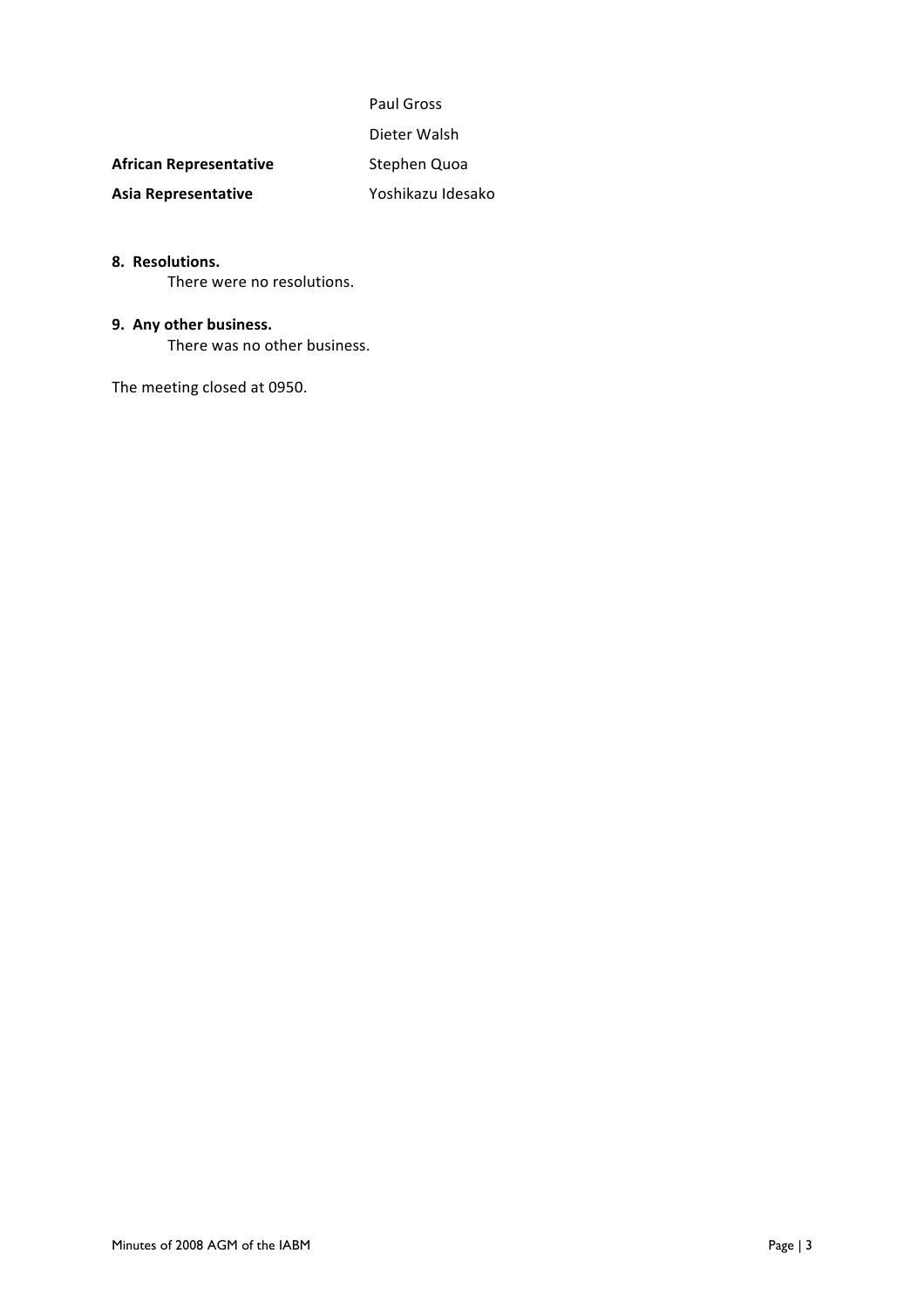| | |
|---|---|
| | Paul Gross |
| | Dieter Walsh |
| **African Representative** | Stephen Quoa |
| **Asia Representative** | Yoshikazu Idesako |

**8. Resolutions.**

There were no resolutions.

**9. Any other business.**

There was no other business.

The meeting closed at 0950.